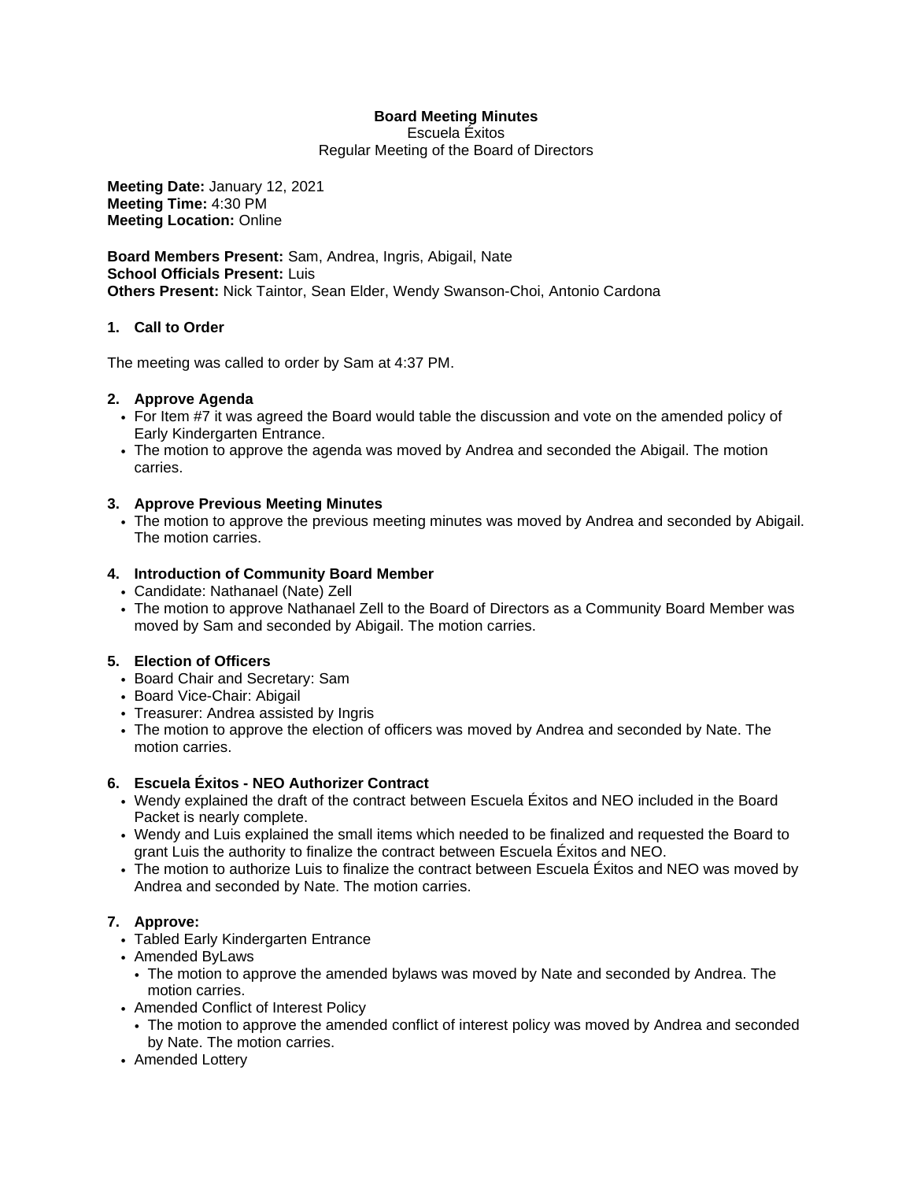**Board Meeting Minutes**
Escuela Éxitos
Regular Meeting of the Board of Directors

**Meeting Date:** January 12, 2021
**Meeting Time:** 4:30 PM
**Meeting Location:** Online

**Board Members Present:** Sam, Andrea, Ingris, Abigail, Nate
**School Officials Present:** Luis
**Others Present:** Nick Taintor, Sean Elder, Wendy Swanson-Choi, Antonio Cardona

**1. Call to Order**

The meeting was called to order by Sam at 4:37 PM.

**2. Approve Agenda**

- For Item #7 it was agreed the Board would table the discussion and vote on the amended policy of Early Kindergarten Entrance.
- The motion to approve the agenda was moved by Andrea and seconded the Abigail. The motion carries.

**3. Approve Previous Meeting Minutes**

- The motion to approve the previous meeting minutes was moved by Andrea and seconded by Abigail. The motion carries.

**4. Introduction of Community Board Member**

- Candidate: Nathanael (Nate) Zell
- The motion to approve Nathanael Zell to the Board of Directors as a Community Board Member was moved by Sam and seconded by Abigail. The motion carries.

**5. Election of Officers**

- Board Chair and Secretary: Sam
- Board Vice-Chair: Abigail
- Treasurer: Andrea assisted by Ingris
- The motion to approve the election of officers was moved by Andrea and seconded by Nate. The motion carries.

**6. Escuela Éxitos - NEO Authorizer Contract**

- Wendy explained the draft of the contract between Escuela Éxitos and NEO included in the Board Packet is nearly complete.
- Wendy and Luis explained the small items which needed to be finalized and requested the Board to grant Luis the authority to finalize the contract between Escuela Éxitos and NEO.
- The motion to authorize Luis to finalize the contract between Escuela Éxitos and NEO was moved by Andrea and seconded by Nate. The motion carries.

**7. Approve:**

- Tabled Early Kindergarten Entrance
- Amended ByLaws
  - The motion to approve the amended bylaws was moved by Nate and seconded by Andrea. The motion carries.
- Amended Conflict of Interest Policy
  - The motion to approve the amended conflict of interest policy was moved by Andrea and seconded by Nate. The motion carries.
- Amended Lottery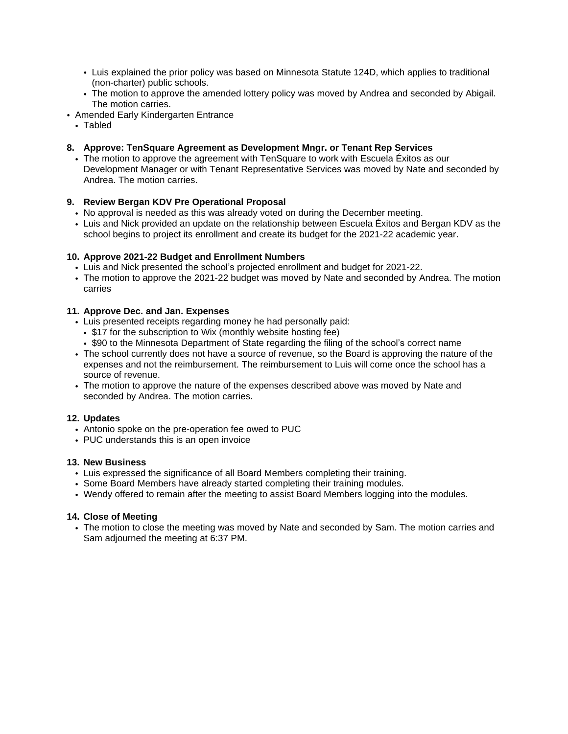- Luis explained the prior policy was based on Minnesota Statute 124D, which applies to traditional (non-charter) public schools.
    - The motion to approve the amended lottery policy was moved by Andrea and seconded by Abigail. The motion carries.
- Amended Early Kindergarten Entrance
  - Tabled

**8. Approve: TenSquare Agreement as Development Mngr. or Tenant Rep Services**

- The motion to approve the agreement with TenSquare to work with Escuela Éxitos as our Development Manager or with Tenant Representative Services was moved by Nate and seconded by Andrea. The motion carries.

**9. Review Bergan KDV Pre Operational Proposal**

- No approval is needed as this was already voted on during the December meeting.
- Luis and Nick provided an update on the relationship between Escuela Éxitos and Bergan KDV as the school begins to project its enrollment and create its budget for the 2021-22 academic year.

**10. Approve 2021-22 Budget and Enrollment Numbers**

- Luis and Nick presented the school's projected enrollment and budget for 2021-22.
- The motion to approve the 2021-22 budget was moved by Nate and seconded by Andrea. The motion carries

**11. Approve Dec. and Jan. Expenses**

- Luis presented receipts regarding money he had personally paid:
  - $17 for the subscription to Wix (monthly website hosting fee)
  - $90 to the Minnesota Department of State regarding the filing of the school's correct name
- The school currently does not have a source of revenue, so the Board is approving the nature of the expenses and not the reimbursement. The reimbursement to Luis will come once the school has a source of revenue.
- The motion to approve the nature of the expenses described above was moved by Nate and seconded by Andrea. The motion carries.

**12. Updates**

- Antonio spoke on the pre-operation fee owed to PUC
- PUC understands this is an open invoice

**13. New Business**

- Luis expressed the significance of all Board Members completing their training.
- Some Board Members have already started completing their training modules.
- Wendy offered to remain after the meeting to assist Board Members logging into the modules.

**14. Close of Meeting**

- The motion to close the meeting was moved by Nate and seconded by Sam. The motion carries and Sam adjourned the meeting at 6:37 PM.